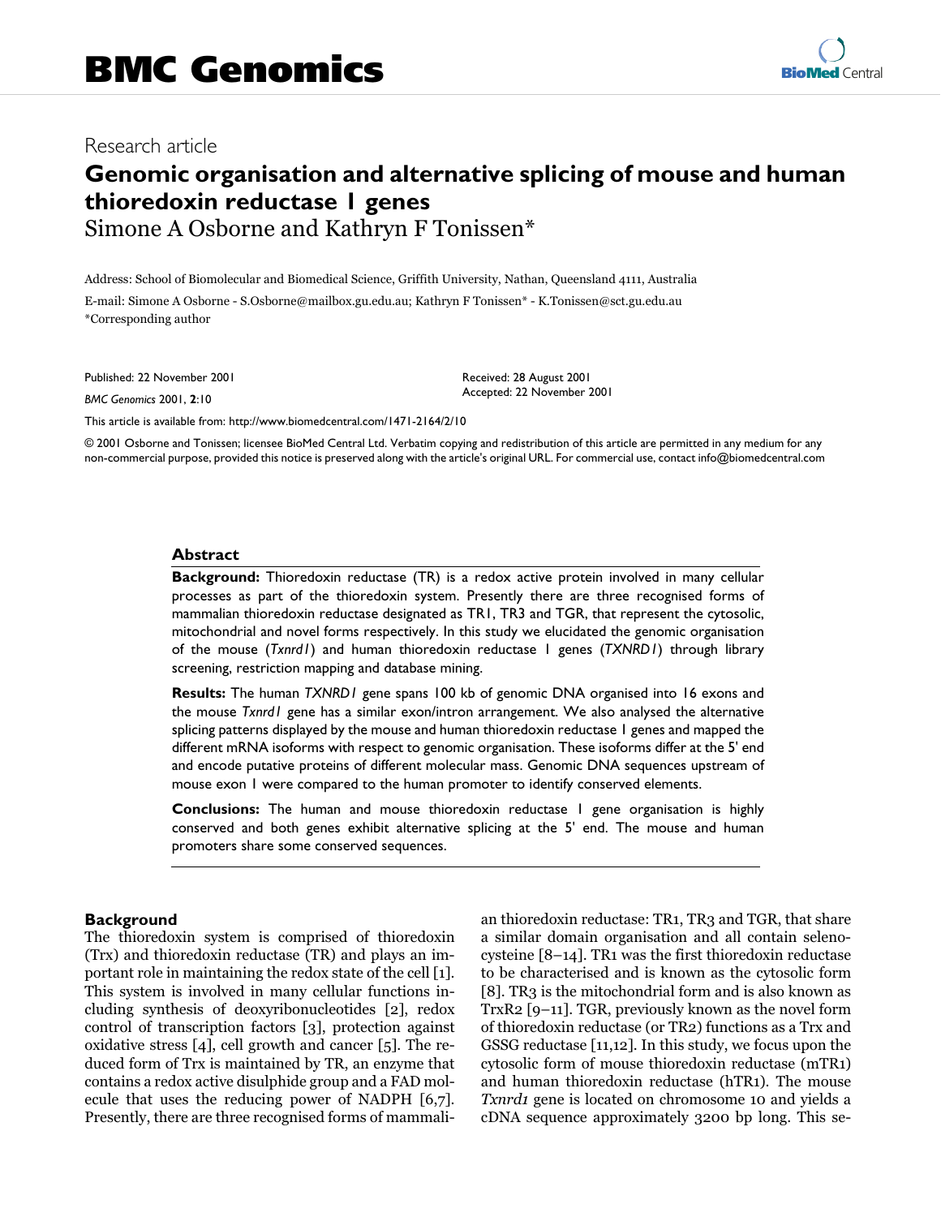BMC Genomics

Research article

# Genomic organisation and alternative splicing of mouse and human thioredoxin reductase 1 genes

Simone A Osborne and Kathryn F Tonissen*

Address: School of Biomolecular and Biomedical Science, Griffith University, Nathan, Queensland 4111, Australia

E-mail: Simone A Osborne - S.Osborne@mailbox.gu.edu.au; Kathryn F Tonissen* - K.Tonissen@sct.gu.edu.au

*Corresponding author

Published: 22 November 2001

*BMC Genomics* 2001, **2**:10

Received: 28 August 2001
Accepted: 22 November 2001

This article is available from: http://www.biomedcentral.com/1471-2164/2/10

© 2001 Osborne and Tonissen; licensee BioMed Central Ltd. Verbatim copying and redistribution of this article are permitted in any medium for any non-commercial purpose, provided this notice is preserved along with the article's original URL. For commercial use, contact info@biomedcentral.com

## Abstract

**Background:** Thioredoxin reductase (TR) is a redox active protein involved in many cellular processes as part of the thioredoxin system. Presently there are three recognised forms of mammalian thioredoxin reductase designated as TR1, TR3 and TGR, that represent the cytosolic, mitochondrial and novel forms respectively. In this study we elucidated the genomic organisation of the mouse (*Txnrd1*) and human thioredoxin reductase 1 genes (*TXNRD1*) through library screening, restriction mapping and database mining.

**Results:** The human *TXNRD1* gene spans 100 kb of genomic DNA organised into 16 exons and the mouse *Txnrd1* gene has a similar exon/intron arrangement. We also analysed the alternative splicing patterns displayed by the mouse and human thioredoxin reductase 1 genes and mapped the different mRNA isoforms with respect to genomic organisation. These isoforms differ at the 5' end and encode putative proteins of different molecular mass. Genomic DNA sequences upstream of mouse exon 1 were compared to the human promoter to identify conserved elements.

**Conclusions:** The human and mouse thioredoxin reductase 1 gene organisation is highly conserved and both genes exhibit alternative splicing at the 5' end. The mouse and human promoters share some conserved sequences.

## Background

The thioredoxin system is comprised of thioredoxin (Trx) and thioredoxin reductase (TR) and plays an important role in maintaining the redox state of the cell [1]. This system is involved in many cellular functions including synthesis of deoxyribonucleotides [2], redox control of transcription factors [3], protection against oxidative stress [4], cell growth and cancer [5]. The reduced form of Trx is maintained by TR, an enzyme that contains a redox active disulphide group and a FAD molecule that uses the reducing power of NADPH [6,7]. Presently, there are three recognised forms of mammalian thioredoxin reductase: TR1, TR3 and TGR, that share a similar domain organisation and all contain selenocysteine [8–14]. TR1 was the first thioredoxin reductase to be characterised and is known as the cytosolic form [8]. TR3 is the mitochondrial form and is also known as TrxR2 [9–11]. TGR, previously known as the novel form of thioredoxin reductase (or TR2) functions as a Trx and GSSG reductase [11,12]. In this study, we focus upon the cytosolic form of mouse thioredoxin reductase (mTR1) and human thioredoxin reductase (hTR1). The mouse *Txnrd1* gene is located on chromosome 10 and yields a cDNA sequence approximately 3200 bp long. This se-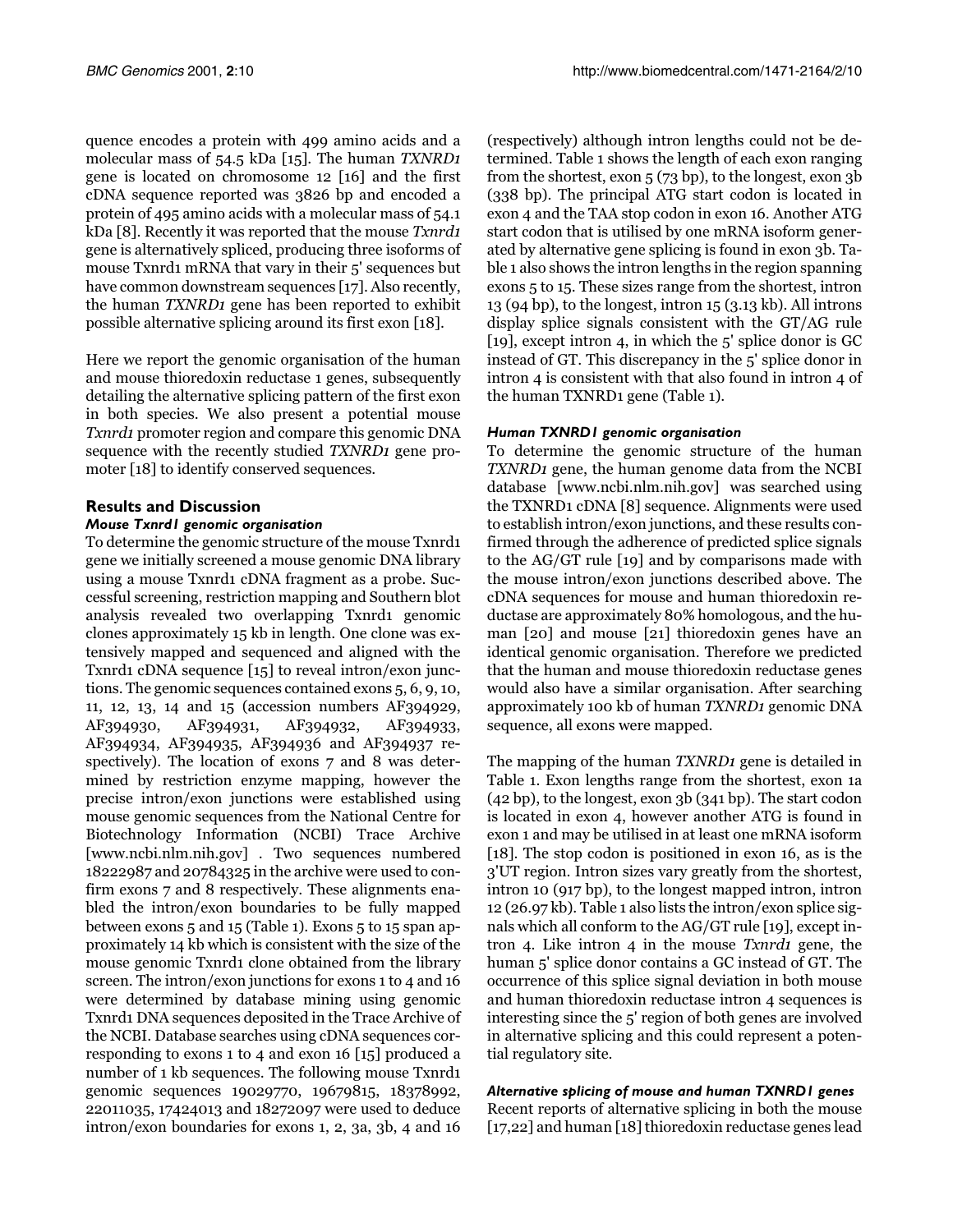quence encodes a protein with 499 amino acids and a molecular mass of 54.5 kDa [15]. The human *TXNRD1* gene is located on chromosome 12 [16] and the first cDNA sequence reported was 3826 bp and encoded a protein of 495 amino acids with a molecular mass of 54.1 kDa [8]. Recently it was reported that the mouse *Txnrd1* gene is alternatively spliced, producing three isoforms of mouse Txnrd1 mRNA that vary in their 5' sequences but have common downstream sequences [17]. Also recently, the human *TXNRD1* gene has been reported to exhibit possible alternative splicing around its first exon [18].

Here we report the genomic organisation of the human and mouse thioredoxin reductase 1 genes, subsequently detailing the alternative splicing pattern of the first exon in both species. We also present a potential mouse *Txnrd1* promoter region and compare this genomic DNA sequence with the recently studied *TXNRD1* gene promoter [18] to identify conserved sequences.

## Results and Discussion

### *Mouse Txnrd1 genomic organisation*

To determine the genomic structure of the mouse Txnrd1 gene we initially screened a mouse genomic DNA library using a mouse Txnrd1 cDNA fragment as a probe. Successful screening, restriction mapping and Southern blot analysis revealed two overlapping Txnrd1 genomic clones approximately 15 kb in length. One clone was extensively mapped and sequenced and aligned with the Txnrd1 cDNA sequence [15] to reveal intron/exon junctions. The genomic sequences contained exons 5, 6, 9, 10, 11, 12, 13, 14 and 15 (accession numbers AF394929, AF394930, AF394931, AF394932, AF394933, AF394934, AF394935, AF394936 and AF394937 respectively). The location of exons 7 and 8 was determined by restriction enzyme mapping, however the precise intron/exon junctions were established using mouse genomic sequences from the National Centre for Biotechnology Information (NCBI) Trace Archive [www.ncbi.nlm.nih.gov] . Two sequences numbered 18222987 and 20784325 in the archive were used to confirm exons 7 and 8 respectively. These alignments enabled the intron/exon boundaries to be fully mapped between exons 5 and 15 (Table 1). Exons 5 to 15 span approximately 14 kb which is consistent with the size of the mouse genomic Txnrd1 clone obtained from the library screen. The intron/exon junctions for exons 1 to 4 and 16 were determined by database mining using genomic Txnrd1 DNA sequences deposited in the Trace Archive of the NCBI. Database searches using cDNA sequences corresponding to exons 1 to 4 and exon 16 [15] produced a number of 1 kb sequences. The following mouse Txnrd1 genomic sequences 19029770, 19679815, 18378992, 22011035, 17424013 and 18272097 were used to deduce intron/exon boundaries for exons 1, 2, 3a, 3b, 4 and 16 (respectively) although intron lengths could not be determined. Table 1 shows the length of each exon ranging from the shortest, exon 5 (73 bp), to the longest, exon 3b (338 bp). The principal ATG start codon is located in exon 4 and the TAA stop codon in exon 16. Another ATG start codon that is utilised by one mRNA isoform generated by alternative gene splicing is found in exon 3b. Table 1 also shows the intron lengths in the region spanning exons 5 to 15. These sizes range from the shortest, intron 13 (94 bp), to the longest, intron 15 (3.13 kb). All introns display splice signals consistent with the GT/AG rule [19], except intron 4, in which the 5' splice donor is GC instead of GT. This discrepancy in the 5' splice donor in intron 4 is consistent with that also found in intron 4 of the human TXNRD1 gene (Table 1).

### *Human TXNRD1 genomic organisation*

To determine the genomic structure of the human *TXNRD1* gene, the human genome data from the NCBI database [www.ncbi.nlm.nih.gov] was searched using the TXNRD1 cDNA [8] sequence. Alignments were used to establish intron/exon junctions, and these results confirmed through the adherence of predicted splice signals to the AG/GT rule [19] and by comparisons made with the mouse intron/exon junctions described above. The cDNA sequences for mouse and human thioredoxin reductase are approximately 80% homologous, and the human [20] and mouse [21] thioredoxin genes have an identical genomic organisation. Therefore we predicted that the human and mouse thioredoxin reductase genes would also have a similar organisation. After searching approximately 100 kb of human *TXNRD1* genomic DNA sequence, all exons were mapped.

The mapping of the human *TXNRD1* gene is detailed in Table 1. Exon lengths range from the shortest, exon 1a (42 bp), to the longest, exon 3b (341 bp). The start codon is located in exon 4, however another ATG is found in exon 1 and may be utilised in at least one mRNA isoform [18]. The stop codon is positioned in exon 16, as is the 3'UT region. Intron sizes vary greatly from the shortest, intron 10 (917 bp), to the longest mapped intron, intron 12 (26.97 kb). Table 1 also lists the intron/exon splice signals which all conform to the AG/GT rule [19], except intron 4. Like intron 4 in the mouse *Txnrd1* gene, the human 5' splice donor contains a GC instead of GT. The occurrence of this splice signal deviation in both mouse and human thioredoxin reductase intron 4 sequences is interesting since the 5' region of both genes are involved in alternative splicing and this could represent a potential regulatory site.

### *Alternative splicing of mouse and human TXNRD1 genes*

Recent reports of alternative splicing in both the mouse [17,22] and human [18] thioredoxin reductase genes lead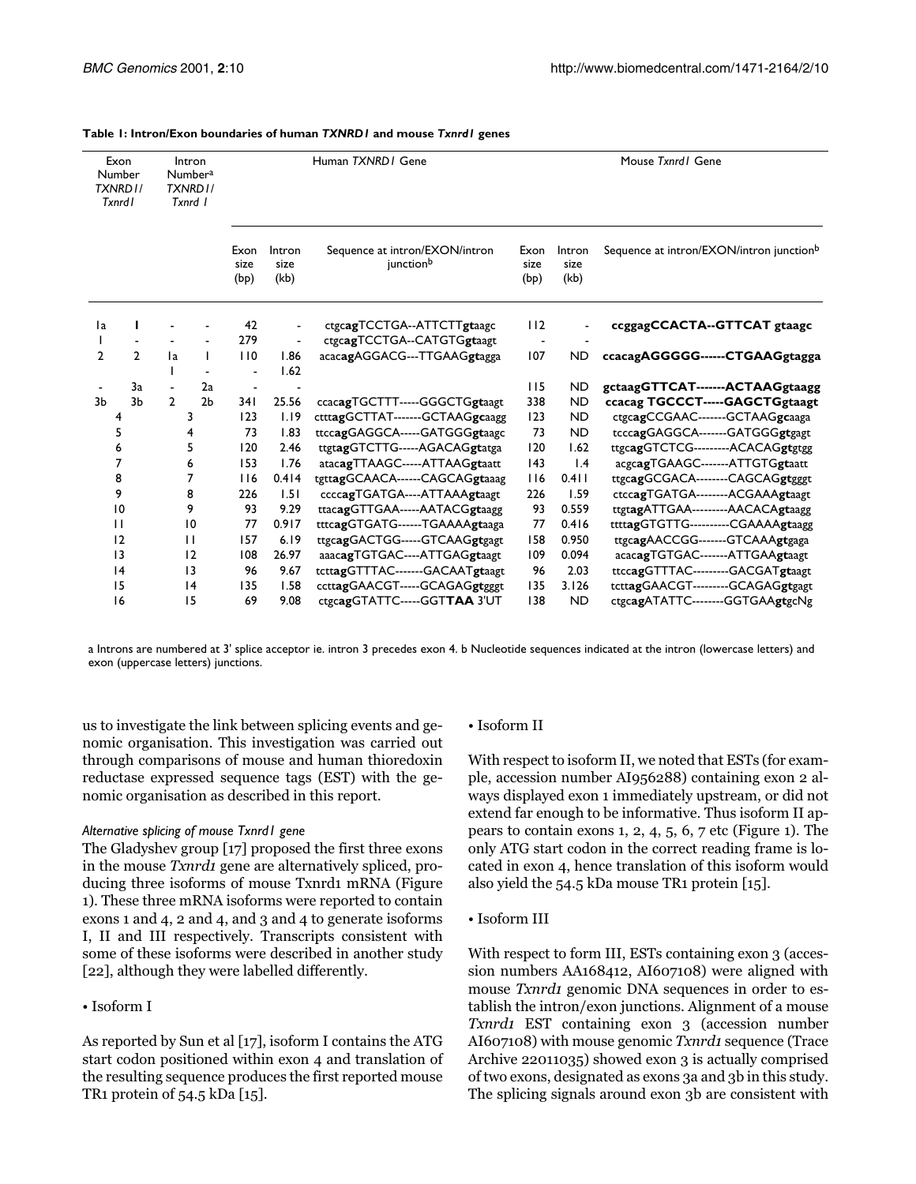**Table 1: Intron/Exon boundaries of human *TXNRD1* and mouse *Txnrd1* genes**

| Exon Number *TXNRD1*/ | *Txnrd1* | Intron Number[a] *TXNRD1*/ | *Txnrd 1* | Human *TXNRD1* Gene | | | Mouse *Txnrd1* Gene | | |
|---|---|---|---|---|---|---|---|---|---|
| | | | | Exon size (bp) | Intron size (kb) | Sequence at intron/EXON/intron junction[b] | Exon size (bp) | Intron size (kb) | Sequence at intron/EXON/intron junction[b] |
| 1a | 1 | - | - | 42 | - | ctgc**ag**TCCTGA--ATTCTT**gt**aagc | 112 | - | **ccggagCCACTA--GTTCAT gtaagc** |
| 1 | - | - | - | 279 | - | ctgc**ag**TCCTGA--CATGTG**gt**aagt | - | - | |
| 2 | 2 | 1a | 1 | 110 | 1.86 | acac**ag**AGGACG---TTGAAG**gt**agga | 107 | ND | **ccacagAGGGGG------CTGAAGgtagga** |
| | | 1 | - | - | 1.62 | | | | |
| - | 3a | - | 2a | - | - | | 115 | ND | **gctaagGTTCAT-------ACTAAGgtaagg** |
| 3b | 3b | 2 | 2b | 341 | 25.56 | ccac**ag**TGCTTT-----GGGCTG**gt**aagt | 338 | ND | **ccacag TGCCCT-----GAGCTGgtaagt** |
| 4 | | 3 | | 123 | 1.19 | cttt**ag**GCTTAT-------GCTAAG**gc**aagg | 123 | ND | ctgc**ag**CCGAAC-------GCTAAG**gc**aaga |
| 5 | | 4 | | 73 | 1.83 | ttcc**ag**GAGGCA-----GATGGG**gt**aagc | 73 | ND | tccc**ag**GAGGCA-------GATGGG**gt**gagt |
| 6 | | 5 | | 120 | 2.46 | ttgt**ag**GTCTTG-----AGACAG**gt**atga | 120 | 1.62 | ttgc**ag**GTCTCG---------ACACAG**gt**gtgg |
| 7 | | 6 | | 153 | 1.76 | atac**ag**TTAAGC-----ATTAAG**gt**aatt | 143 | 1.4 | acgc**ag**TGAAGC-------ATTGTG**gt**aatt |
| 8 | | 7 | | 116 | 0.414 | tgtt**ag**GCAACA------CAGCAG**gt**aaag | 116 | 0.411 | ttgc**ag**GCGACA--------CAGCAG**gt**gggt |
| 9 | | 8 | | 226 | 1.51 | cccc**ag**TGATGA----ATTAAA**gt**aagt | 226 | 1.59 | ctcc**ag**TGATGA--------ACGAAA**gt**aagt |
| 10 | | 9 | | 93 | 9.29 | ttac**ag**GTTGAA-----AATACG**gt**aagg | 93 | 0.559 | ttgt**ag**ATTGAA---------AACACA**gt**aagg |
| 11 | | 10 | | 77 | 0.917 | tttc**ag**GTGATG------TGAAAA**gt**aaga | 77 | 0.416 | tttt**ag**GTGTTG----------CGAAAA**gt**aagg |
| 12 | | 11 | | 157 | 6.19 | ttgc**ag**GACTGG-----GTCAAG**gt**gagt | 158 | 0.950 | ttgc**ag**AACCGG-------GTCAAA**gt**gaga |
| 13 | | 12 | | 108 | 26.97 | aaac**ag**TGTGAC----ATTGAG**gt**aagt | 109 | 0.094 | acac**ag**TGTGAC-------ATTGAA**gt**aagt |
| 14 | | 13 | | 96 | 9.67 | tctt**ag**GTTTAC-------GACAAT**gt**aagt | 96 | 2.03 | ttcc**ag**GTTTAC---------GACGAT**gt**aagt |
| 15 | | 14 | | 135 | 1.58 | cctt**ag**GAACGT-----GCAGAG**gt**gggt | 135 | 3.126 | tctt**ag**GAACGT---------GCAGAG**gt**gagt |
| 16 | | 15 | | 69 | 9.08 | ctgc**ag**GTATTC-----GGT**TAA** 3'UT | 138 | ND | ctgc**ag**ATATTC--------GGTGAA**gt**gcNg |

a Introns are numbered at 3' splice acceptor ie. intron 3 precedes exon 4. b Nucleotide sequences indicated at the intron (lowercase letters) and exon (uppercase letters) junctions.

us to investigate the link between splicing events and genomic organisation. This investigation was carried out through comparisons of mouse and human thioredoxin reductase expressed sequence tags (EST) with the genomic organisation as described in this report.

### *Alternative splicing of mouse Txnrd1 gene*

The Gladyshev group [17] proposed the first three exons in the mouse *Txnrd1* gene are alternatively spliced, producing three isoforms of mouse Txnrd1 mRNA (Figure 1). These three mRNA isoforms were reported to contain exons 1 and 4, 2 and 4, and 3 and 4 to generate isoforms I, II and III respectively. Transcripts consistent with some of these isoforms were described in another study [22], although they were labelled differently.

• Isoform I

As reported by Sun et al [17], isoform I contains the ATG start codon positioned within exon 4 and translation of the resulting sequence produces the first reported mouse TR1 protein of 54.5 kDa [15].

• Isoform II

With respect to isoform II, we noted that ESTs (for example, accession number AI956288) containing exon 2 always displayed exon 1 immediately upstream, or did not extend far enough to be informative. Thus isoform II appears to contain exons 1, 2, 4, 5, 6, 7 etc (Figure 1). The only ATG start codon in the correct reading frame is located in exon 4, hence translation of this isoform would also yield the 54.5 kDa mouse TR1 protein [15].

• Isoform III

With respect to form III, ESTs containing exon 3 (accession numbers AA168412, AI607108) were aligned with mouse *Txnrd1* genomic DNA sequences in order to establish the intron/exon junctions. Alignment of a mouse *Txnrd1* EST containing exon 3 (accession number AI607108) with mouse genomic *Txnrd1* sequence (Trace Archive 22011035) showed exon 3 is actually comprised of two exons, designated as exons 3a and 3b in this study. The splicing signals around exon 3b are consistent with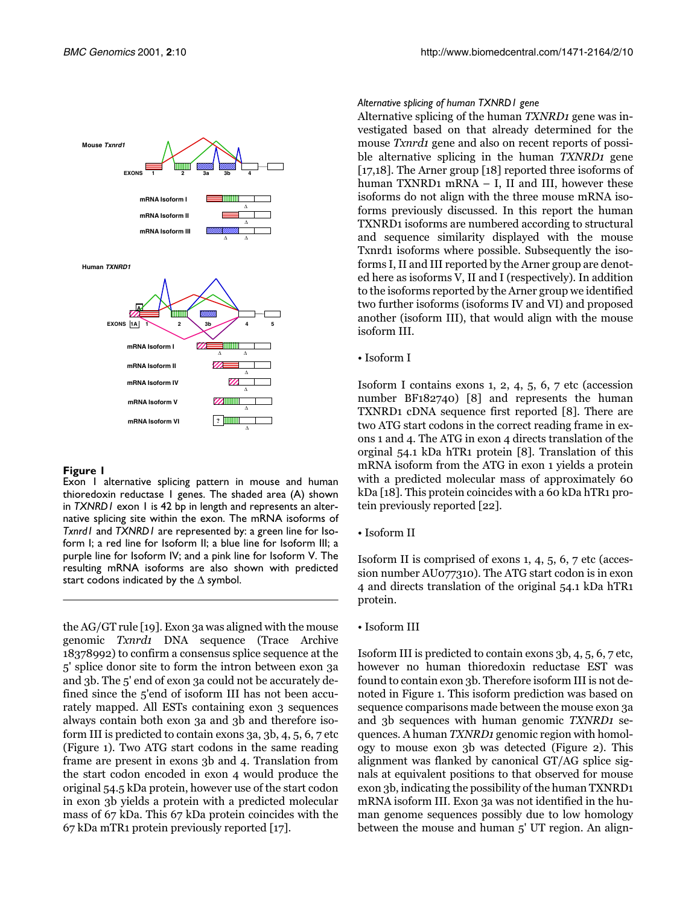**Figure 1**
Exon 1 alternative splicing pattern in mouse and human thioredoxin reductase 1 genes. The shaded area (A) shown in *TXNRD1* exon 1 is 42 bp in length and represents an alternative splicing site within the exon. The mRNA isoforms of *Txnrd1* and *TXNRD1* are represented by: a green line for Isoform I; a red line for Isoform II; a blue line for Isoform III; a purple line for Isoform IV; and a pink line for Isoform V. The resulting mRNA isoforms are also shown with predicted start codons indicated by the Δ symbol.

the AG/GT rule [19]. Exon 3a was aligned with the mouse genomic *Txnrd1* DNA sequence (Trace Archive 18378992) to confirm a consensus splice sequence at the 5' splice donor site to form the intron between exon 3a and 3b. The 5' end of exon 3a could not be accurately defined since the 5'end of isoform III has not been accurately mapped. All ESTs containing exon 3 sequences always contain both exon 3a and 3b and therefore isoform III is predicted to contain exons 3a, 3b, 4, 5, 6, 7 etc (Figure 1). Two ATG start codons in the same reading frame are present in exons 3b and 4. Translation from the start codon encoded in exon 4 would produce the original 54.5 kDa protein, however use of the start codon in exon 3b yields a protein with a predicted molecular mass of 67 kDa. This 67 kDa protein coincides with the 67 kDa mTR1 protein previously reported [17].

### *Alternative splicing of human TXNRD1 gene*

Alternative splicing of the human *TXNRD1* gene was investigated based on that already determined for the mouse *Txnrd1* gene and also on recent reports of possible alternative splicing in the human *TXNRD1* gene [17,18]. The Arner group [18] reported three isoforms of human TXNRD1 mRNA – I, II and III, however these isoforms do not align with the three mouse mRNA isoforms previously discussed. In this report the human TXNRD1 isoforms are numbered according to structural and sequence similarity displayed with the mouse Txnrd1 isoforms where possible. Subsequently the isoforms I, II and III reported by the Arner group are denoted here as isoforms V, II and I (respectively). In addition to the isoforms reported by the Arner group we identified two further isoforms (isoforms IV and VI) and proposed another (isoform III), that would align with the mouse isoform III.

• Isoform I

Isoform I contains exons 1, 2, 4, 5, 6, 7 etc (accession number BF182740) [8] and represents the human TXNRD1 cDNA sequence first reported [8]. There are two ATG start codons in the correct reading frame in exons 1 and 4. The ATG in exon 4 directs translation of the orginal 54.1 kDa hTR1 protein [8]. Translation of this mRNA isoform from the ATG in exon 1 yields a protein with a predicted molecular mass of approximately 60 kDa [18]. This protein coincides with a 60 kDa hTR1 protein previously reported [22].

• Isoform II

Isoform II is comprised of exons 1, 4, 5, 6, 7 etc (accession number AU077310). The ATG start codon is in exon 4 and directs translation of the original 54.1 kDa hTR1 protein.

• Isoform III

Isoform III is predicted to contain exons 3b, 4, 5, 6, 7 etc, however no human thioredoxin reductase EST was found to contain exon 3b. Therefore isoform III is not denoted in Figure 1. This isoform prediction was based on sequence comparisons made between the mouse exon 3a and 3b sequences with human genomic *TXNRD1* sequences. A human *TXNRD1* genomic region with homology to mouse exon 3b was detected (Figure 2). This alignment was flanked by canonical GT/AG splice signals at equivalent positions to that observed for mouse exon 3b, indicating the possibility of the human TXNRD1 mRNA isoform III. Exon 3a was not identified in the human genome sequences possibly due to low homology between the mouse and human 5' UT region. An align-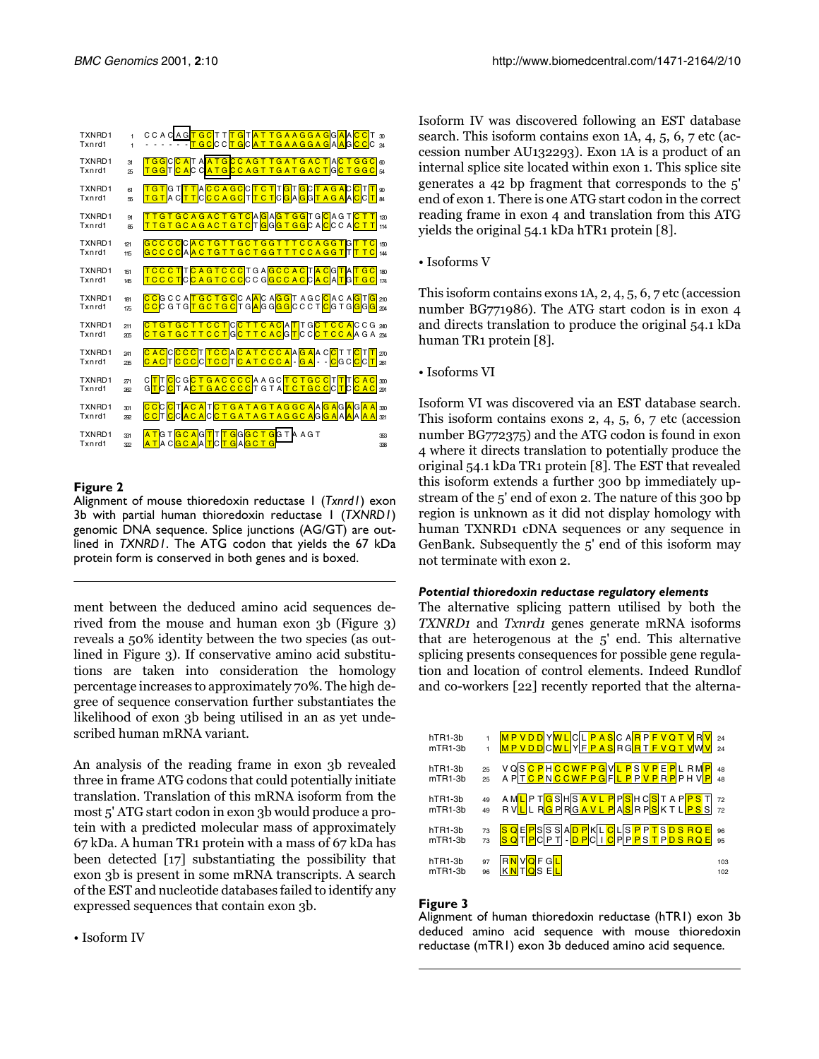Figure 2

Alignment of mouse thioredoxin reductase 1 (*Txnrd1*) exon 3b with partial human thioredoxin reductase 1 (*TXNRD1*) genomic DNA sequence. Splice junctions (AG/GT) are outlined in *TXNRD1*. The ATG codon that yields the 67 kDa protein form is conserved in both genes and is boxed.

ment between the deduced amino acid sequences derived from the mouse and human exon 3b (Figure 3) reveals a 50% identity between the two species (as outlined in Figure 3). If conservative amino acid substitutions are taken into consideration the homology percentage increases to approximately 70%. The high degree of sequence conservation further substantiates the likelihood of exon 3b being utilised in an as yet undescribed human mRNA variant.

An analysis of the reading frame in exon 3b revealed three in frame ATG codons that could potentially initiate translation. Translation of this mRNA isoform from the most 5' ATG start codon in exon 3b would produce a protein with a predicted molecular mass of approximately 67 kDa. A human TR1 protein with a mass of 67 kDa has been detected [17] substantiating the possibility that exon 3b is present in some mRNA transcripts. A search of the EST and nucleotide databases failed to identify any expressed sequences that contain exon 3b.

• Isoform IV

Isoform IV was discovered following an EST database search. This isoform contains exon 1A, 4, 5, 6, 7 etc (accession number AU132293). Exon 1A is a product of an internal splice site located within exon 1. This splice site generates a 42 bp fragment that corresponds to the 5' end of exon 1. There is one ATG start codon in the correct reading frame in exon 4 and translation from this ATG yields the original 54.1 kDa hTR1 protein [8].

• Isoforms V

This isoform contains exons 1A, 2, 4, 5, 6, 7 etc (accession number BG771986). The ATG start codon is in exon 4 and directs translation to produce the original 54.1 kDa human TR1 protein [8].

• Isoforms VI

Isoform VI was discovered via an EST database search. This isoform contains exons 2, 4, 5, 6, 7 etc (accession number BG772375) and the ATG codon is found in exon 4 where it directs translation to potentially produce the original 54.1 kDa TR1 protein [8]. The EST that revealed this isoform extends a further 300 bp immediately upstream of the 5' end of exon 2. The nature of this 300 bp region is unknown as it did not display homology with human TXNRD1 cDNA sequences or any sequence in GenBank. Subsequently the 5' end of this isoform may not terminate with exon 2.

#### *Potential thioredoxin reductase regulatory elements*

The alternative splicing pattern utilised by both the *TXNRD1* and *Txnrd1* genes generate mRNA isoforms that are heterogenous at the 5' end. This alternative splicing presents consequences for possible gene regulation and location of control elements. Indeed Rundlof and co-workers [22] recently reported that the alterna-

Figure 3

Alignment of human thioredoxin reductase (hTR1) exon 3b deduced amino acid sequence with mouse thioredoxin reductase (mTR1) exon 3b deduced amino acid sequence.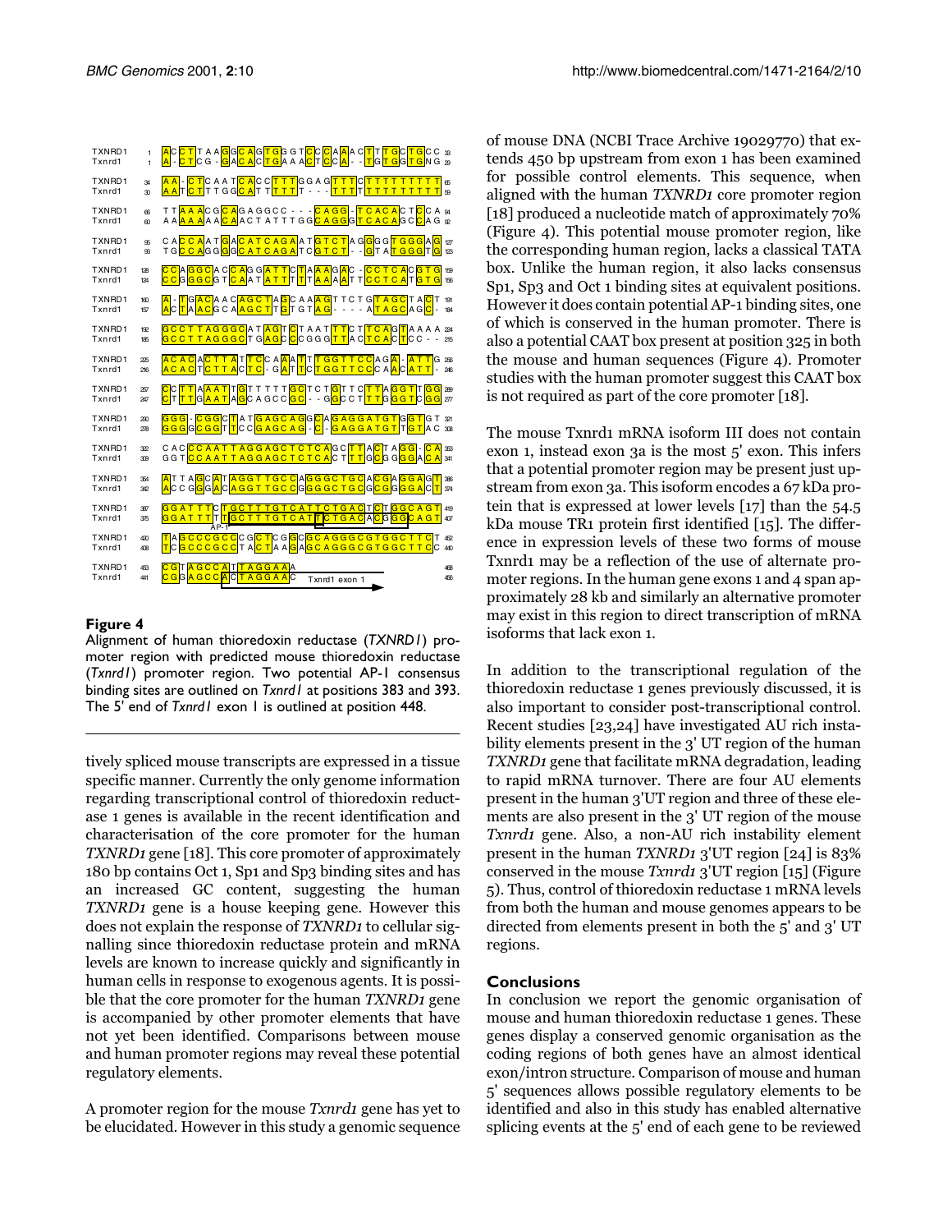**Figure 4**

Alignment of human thioredoxin reductase (*TXNRD1*) promoter region with predicted mouse thioredoxin reductase (*Txnrd1*) promoter region. Two potential AP-1 consensus binding sites are outlined on *Txnrd1* at positions 383 and 393. The 5' end of *Txnrd1* exon 1 is outlined at position 448.

tively spliced mouse transcripts are expressed in a tissue specific manner. Currently the only genome information regarding transcriptional control of thioredoxin reductase 1 genes is available in the recent identification and characterisation of the core promoter for the human *TXNRD1* gene [18]. This core promoter of approximately 180 bp contains Oct 1, Sp1 and Sp3 binding sites and has an increased GC content, suggesting the human *TXNRD1* gene is a house keeping gene. However this does not explain the response of *TXNRD1* to cellular signalling since thioredoxin reductase protein and mRNA levels are known to increase quickly and significantly in human cells in response to exogenous agents. It is possible that the core promoter for the human *TXNRD1* gene is accompanied by other promoter elements that have not yet been identified. Comparisons between mouse and human promoter regions may reveal these potential regulatory elements.

A promoter region for the mouse *Txnrd1* gene has yet to be elucidated. However in this study a genomic sequence of mouse DNA (NCBI Trace Archive 19029770) that extends 450 bp upstream from exon 1 has been examined for possible control elements. This sequence, when aligned with the human *TXNRD1* core promoter region [18] produced a nucleotide match of approximately 70% (Figure 4). This potential mouse promoter region, like the corresponding human region, lacks a classical TATA box. Unlike the human region, it also lacks consensus Sp1, Sp3 and Oct 1 binding sites at equivalent positions. However it does contain potential AP-1 binding sites, one of which is conserved in the human promoter. There is also a potential CAAT box present at position 325 in both the mouse and human sequences (Figure 4). Promoter studies with the human promoter suggest this CAAT box is not required as part of the core promoter [18].

The mouse Txnrd1 mRNA isoform III does not contain exon 1, instead exon 3a is the most 5' exon. This infers that a potential promoter region may be present just upstream from exon 3a. This isoform encodes a 67 kDa protein that is expressed at lower levels [17] than the 54.5 kDa mouse TR1 protein first identified [15]. The difference in expression levels of these two forms of mouse Txnrd1 may be a reflection of the use of alternate promoter regions. In the human gene exons 1 and 4 span approximately 28 kb and similarly an alternative promoter may exist in this region to direct transcription of mRNA isoforms that lack exon 1.

In addition to the transcriptional regulation of the thioredoxin reductase 1 genes previously discussed, it is also important to consider post-transcriptional control. Recent studies [23,24] have investigated AU rich instability elements present in the 3' UT region of the human *TXNRD1* gene that facilitate mRNA degradation, leading to rapid mRNA turnover. There are four AU elements present in the human 3'UT region and three of these elements are also present in the 3' UT region of the mouse *Txnrd1* gene. Also, a non-AU rich instability element present in the human *TXNRD1* 3'UT region [24] is 83% conserved in the mouse *Txnrd1* 3'UT region [15] (Figure 5). Thus, control of thioredoxin reductase 1 mRNA levels from both the human and mouse genomes appears to be directed from elements present in both the 5' and 3' UT regions.

## Conclusions

In conclusion we report the genomic organisation of mouse and human thioredoxin reductase 1 genes. These genes display a conserved genomic organisation as the coding regions of both genes have an almost identical exon/intron structure. Comparison of mouse and human 5' sequences allows possible regulatory elements to be identified and also in this study has enabled alternative splicing events at the 5' end of each gene to be reviewed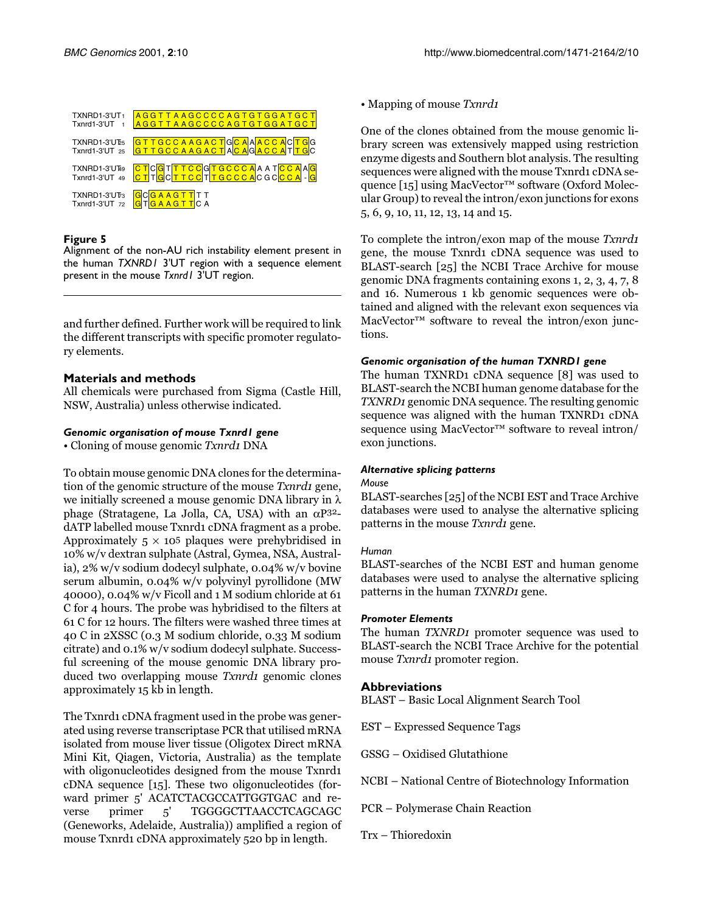```
TXNRD1-3'UT 1   AGGTTAAGCCCCAGTGTGGATGCT
Txnrd1-3'UT 1   AGGTTAAGCCCCAGTGTGGATGCT

TXNRD1-3'UT 25  GTTGCCAAGACTGCAAACCACTGG
Txnrd1-3'UT 25  GTTGCCAAGACTACAGACCATTGC

TXNRD1-3'UT 49  CTCGTTTCCGTGCCCAAATCCAAG
Txnrd1-3'UT 49  CTTGCTTCCTTGCCCACGCCCA-G

TXNRD1-3'UT 73  GCGAAGTTTT
Txnrd1-3'UT 72  GTGAAGTTCA
```

**Figure 5**
Alignment of the non-AU rich instability element present in the human *TXNRD1* 3'UT region with a sequence element present in the mouse *Txnrd1* 3'UT region.

and further defined. Further work will be required to link the different transcripts with specific promoter regulatory elements.

## Materials and methods

All chemicals were purchased from Sigma (Castle Hill, NSW, Australia) unless otherwise indicated.

### *Genomic organisation of mouse Txnrd1 gene*

• Cloning of mouse genomic *Txnrd1* DNA

To obtain mouse genomic DNA clones for the determination of the genomic structure of the mouse *Txnrd1* gene, we initially screened a mouse genomic DNA library in λ phage (Stratagene, La Jolla, CA, USA) with an $\alpha P^{32}$-dATP labelled mouse Txnrd1 cDNA fragment as a probe. Approximately $5 \times 10^5$ plaques were prehybridised in 10% w/v dextran sulphate (Astral, Gymea, NSA, Australia), 2% w/v sodium dodecyl sulphate, 0.04% w/v bovine serum albumin, 0.04% w/v polyvinyl pyrollidone (MW 40000), 0.04% w/v Ficoll and 1 M sodium chloride at 61 C for 4 hours. The probe was hybridised to the filters at 61 C for 12 hours. The filters were washed three times at 40 C in 2XSSC (0.3 M sodium chloride, 0.33 M sodium citrate) and 0.1% w/v sodium dodecyl sulphate. Successful screening of the mouse genomic DNA library produced two overlapping mouse *Txnrd1* genomic clones approximately 15 kb in length.

The Txnrd1 cDNA fragment used in the probe was generated using reverse transcriptase PCR that utilised mRNA isolated from mouse liver tissue (Oligotex Direct mRNA Mini Kit, Qiagen, Victoria, Australia) as the template with oligonucleotides designed from the mouse Txnrd1 cDNA sequence [15]. These two oligonucleotides (forward primer 5' ACATCTACGCCATTGGTGAC and reverse primer 5' TGGGGCTTAACCTCAGCAGC (Geneworks, Adelaide, Australia)) amplified a region of mouse Txnrd1 cDNA approximately 520 bp in length.

• Mapping of mouse *Txnrd1*

One of the clones obtained from the mouse genomic library screen was extensively mapped using restriction enzyme digests and Southern blot analysis. The resulting sequences were aligned with the mouse Txnrd1 cDNA sequence [15] using MacVector™ software (Oxford Molecular Group) to reveal the intron/exon junctions for exons 5, 6, 9, 10, 11, 12, 13, 14 and 15.

To complete the intron/exon map of the mouse *Txnrd1* gene, the mouse Txnrd1 cDNA sequence was used to BLAST-search [25] the NCBI Trace Archive for mouse genomic DNA fragments containing exons 1, 2, 3, 4, 7, 8 and 16. Numerous 1 kb genomic sequences were obtained and aligned with the relevant exon sequences via MacVector™ software to reveal the intron/exon junctions.

### *Genomic organisation of the human TXNRD1 gene*

The human TXNRD1 cDNA sequence [8] was used to BLAST-search the NCBI human genome database for the *TXNRD1* genomic DNA sequence. The resulting genomic sequence was aligned with the human TXNRD1 cDNA sequence using MacVector™ software to reveal intron/exon junctions.

### *Alternative splicing patterns*

#### *Mouse*

BLAST-searches [25] of the NCBI EST and Trace Archive databases were used to analyse the alternative splicing patterns in the mouse *Txnrd1* gene.

#### *Human*

BLAST-searches of the NCBI EST and human genome databases were used to analyse the alternative splicing patterns in the human *TXNRD1* gene.

### *Promoter Elements*

The human *TXNRD1* promoter sequence was used to BLAST-search the NCBI Trace Archive for the potential mouse *Txnrd1* promoter region.

## Abbreviations

BLAST – Basic Local Alignment Search Tool

EST – Expressed Sequence Tags

GSSG – Oxidised Glutathione

NCBI – National Centre of Biotechnology Information

PCR – Polymerase Chain Reaction

Trx – Thioredoxin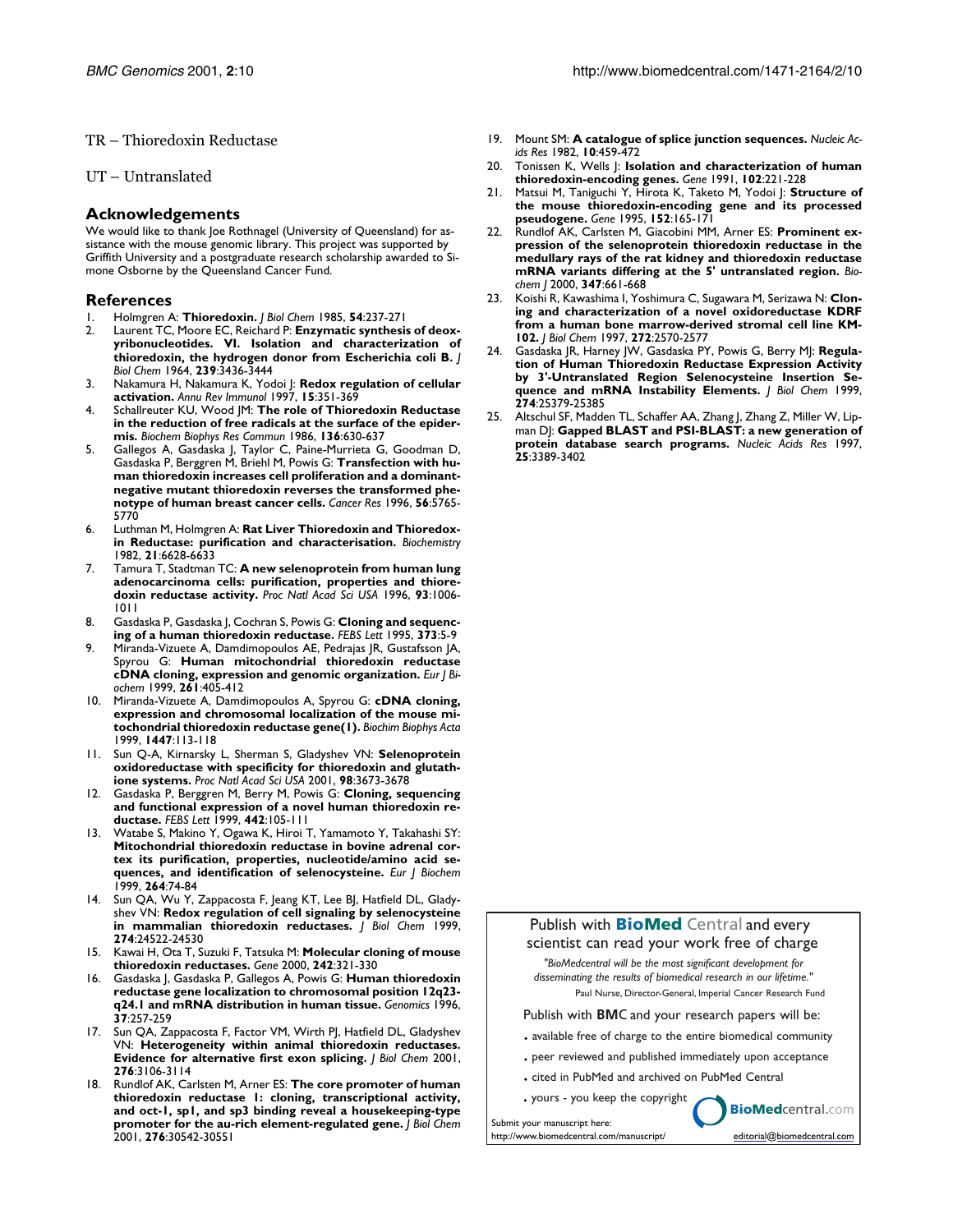TR – Thioredoxin Reductase

UT – Untranslated

## Acknowledgements

We would like to thank Joe Rothnagel (University of Queensland) for assistance with the mouse genomic library. This project was supported by Griffith University and a postgraduate research scholarship awarded to Simone Osborne by the Queensland Cancer Fund.

## References

1. Holmgren A: **Thioredoxin.** *J Biol Chem* 1985, **54**:237-271
2. Laurent TC, Moore EC, Reichard P: **Enzymatic synthesis of deoxyribonucleotides. VI. Isolation and characterization of thioredoxin, the hydrogen donor from Escherichia coli B.** *J Biol Chem* 1964, **239**:3436-3444
3. Nakamura H, Nakamura K, Yodoi J: **Redox regulation of cellular activation.** *Annu Rev Immunol* 1997, **15**:351-369
4. Schallreuter KU, Wood JM: **The role of Thioredoxin Reductase in the reduction of free radicals at the surface of the epidermis.** *Biochem Biophys Res Commun* 1986, **136**:630-637
5. Gallegos A, Gasdaska J, Taylor C, Paine-Murrieta G, Goodman D, Gasdaska P, Berggren M, Briehl M, Powis G: **Transfection with human thioredoxin increases cell proliferation and a dominant-negative mutant thioredoxin reverses the transformed phenotype of human breast cancer cells.** *Cancer Res* 1996, **56**:5765-5770
6. Luthman M, Holmgren A: **Rat Liver Thioredoxin and Thioredoxin Reductase: purification and characterisation.** *Biochemistry* 1982, **21**:6628-6633
7. Tamura T, Stadtman TC: **A new selenoprotein from human lung adenocarcinoma cells: purification, properties and thioredoxin reductase activity.** *Proc Natl Acad Sci USA* 1996, **93**:1006-1011
8. Gasdaska P, Gasdaska J, Cochran S, Powis G: **Cloning and sequencing of a human thioredoxin reductase.** *FEBS Lett* 1995, **373**:5-9
9. Miranda-Vizuete A, Damdimopoulos AE, Pedrajas JR, Gustafsson JA, Spyrou G: **Human mitochondrial thioredoxin reductase cDNA cloning, expression and genomic organization.** *Eur J Biochem* 1999, **261**:405-412
10. Miranda-Vizuete A, Damdimopoulos A, Spyrou G: **cDNA cloning, expression and chromosomal localization of the mouse mitochondrial thioredoxin reductase gene(1).** *Biochim Biophys Acta* 1999, **1447**:113-118
11. Sun Q-A, Kirnarsky L, Sherman S, Gladyshev VN: **Selenoprotein oxidoreductase with specificity for thioredoxin and glutathione systems.** *Proc Natl Acad Sci USA* 2001, **98**:3673-3678
12. Gasdaska P, Berggren M, Berry M, Powis G: **Cloning, sequencing and functional expression of a novel human thioredoxin reductase.** *FEBS Lett* 1999, **442**:105-111
13. Watabe S, Makino Y, Ogawa K, Hiroi T, Yamamoto Y, Takahashi SY: **Mitochondrial thioredoxin reductase in bovine adrenal cortex its purification, properties, nucleotide/amino acid sequences, and identification of selenocysteine.** *Eur J Biochem* 1999, **264**:74-84
14. Sun QA, Wu Y, Zappacosta F, Jeang KT, Lee BJ, Hatfield DL, Gladyshev VN: **Redox regulation of cell signaling by selenocysteine in mammalian thioredoxin reductases.** *J Biol Chem* 1999, **274**:24522-24530
15. Kawai H, Ota T, Suzuki F, Tatsuka M: **Molecular cloning of mouse thioredoxin reductases.** *Gene* 2000, **242**:321-330
16. Gasdaska J, Gasdaska P, Gallegos A, Powis G: **Human thioredoxin reductase gene localization to chromosomal position 12q23-q24.1 and mRNA distribution in human tissue.** *Genomics* 1996, **37**:257-259
17. Sun QA, Zappacosta F, Factor VM, Wirth PJ, Hatfield DL, Gladyshev VN: **Heterogeneity within animal thioredoxin reductases. Evidence for alternative first exon splicing.** *J Biol Chem* 2001, **276**:3106-3114
18. Rundlof AK, Carlsten M, Arner ES: **The core promoter of human thioredoxin reductase 1: cloning, transcriptional activity, and oct-1, sp1, and sp3 binding reveal a housekeeping-type promoter for the au-rich element-regulated gene.** *J Biol Chem* 2001, **276**:30542-30551
19. Mount SM: **A catalogue of splice junction sequences.** *Nucleic Acids Res* 1982, **10**:459-472
20. Tonissen K, Wells J: **Isolation and characterization of human thioredoxin-encoding genes.** *Gene* 1991, **102**:221-228
21. Matsui M, Taniguchi Y, Hirota K, Taketo M, Yodoi J: **Structure of the mouse thioredoxin-encoding gene and its processed pseudogene.** *Gene* 1995, **152**:165-171
22. Rundlof AK, Carlsten M, Giacobini MM, Arner ES: **Prominent expression of the selenoprotein thioredoxin reductase in the medullary rays of the rat kidney and thioredoxin reductase mRNA variants differing at the 5' untranslated region.** *Biochem J* 2000, **347**:661-668
23. Koishi R, Kawashima I, Yoshimura C, Sugawara M, Serizawa N: **Cloning and characterization of a novel oxidoreductase KDRF from a human bone marrow-derived stromal cell line KM-102.** *J Biol Chem* 1997, **272**:2570-2577
24. Gasdaska JR, Harney JW, Gasdaska PY, Powis G, Berry MJ: **Regulation of Human Thioredoxin Reductase Expression Activity by 3'-Untranslated Region Selenocysteine Insertion Sequence and mRNA Instability Elements.** *J Biol Chem* 1999, **274**:25379-25385
25. Altschul SF, Madden TL, Schaffer AA, Zhang J, Zhang Z, Miller W, Lipman DJ: **Gapped BLAST and PSI-BLAST: a new generation of protein database search programs.** *Nucleic Acids Res* 1997, **25**:3389-3402

Publish with **BioMed** Central and every scientist can read your work free of charge

*"BioMedcentral will be the most significant development for disseminating the results of biomedical research in our lifetime."*

Paul Nurse, Director-General, Imperial Cancer Research Fund

Publish with **BMC** and your research papers will be:

- available free of charge to the entire biomedical community
- peer reviewed and published immediately upon acceptance
- cited in PubMed and archived on PubMed Central
- yours - you keep the copyright

**BioMed**central.com

Submit your manuscript here:
http://www.biomedcentral.com/manuscript/

editorial@biomedcentral.com